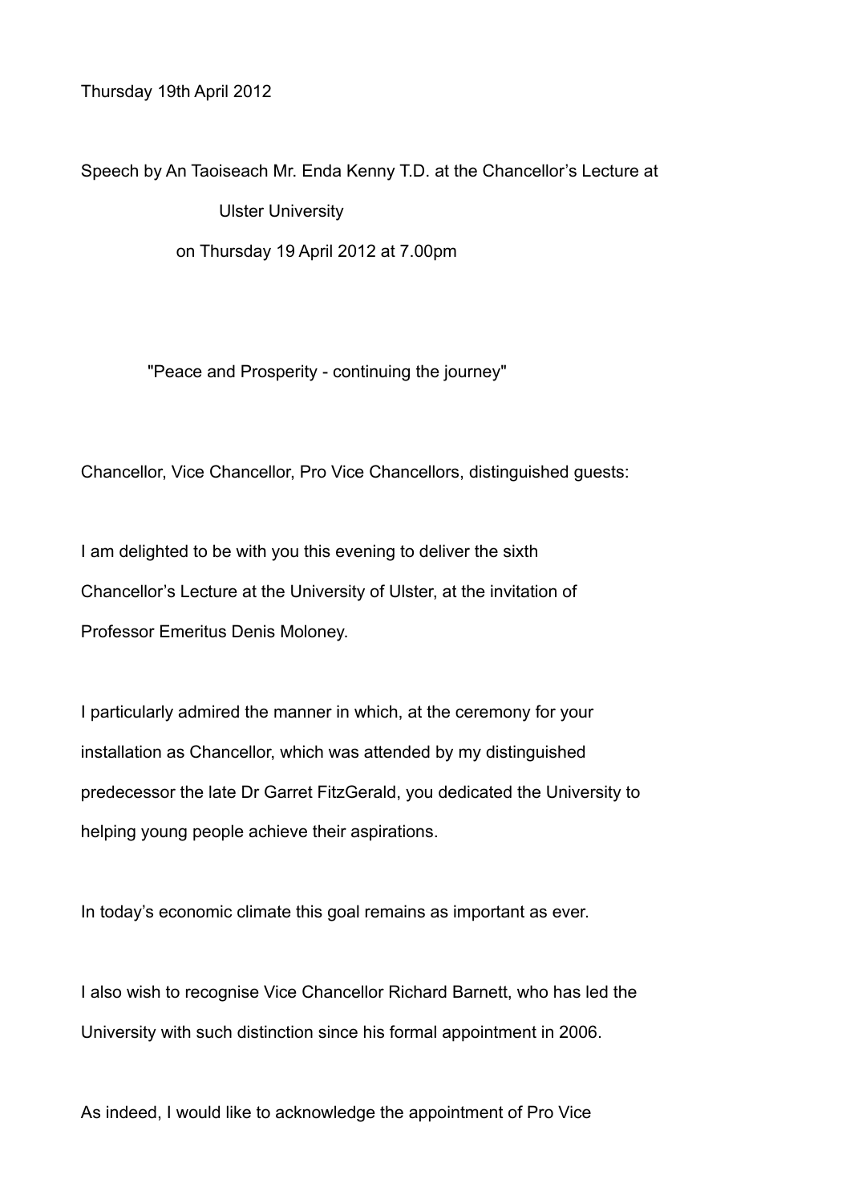Thursday 19th April 2012

Speech by An Taoiseach Mr. Enda Kenny T.D. at the Chancellor's Lecture at Ulster University on Thursday 19 April 2012 at 7.00pm

"Peace and Prosperity - continuing the journey"

Chancellor, Vice Chancellor, Pro Vice Chancellors, distinguished guests:

I am delighted to be with you this evening to deliver the sixth Chancellor's Lecture at the University of Ulster, at the invitation of Professor Emeritus Denis Moloney.

I particularly admired the manner in which, at the ceremony for your installation as Chancellor, which was attended by my distinguished predecessor the late Dr Garret FitzGerald, you dedicated the University to helping young people achieve their aspirations.

In today's economic climate this goal remains as important as ever.

I also wish to recognise Vice Chancellor Richard Barnett, who has led the University with such distinction since his formal appointment in 2006.

As indeed, I would like to acknowledge the appointment of Pro Vice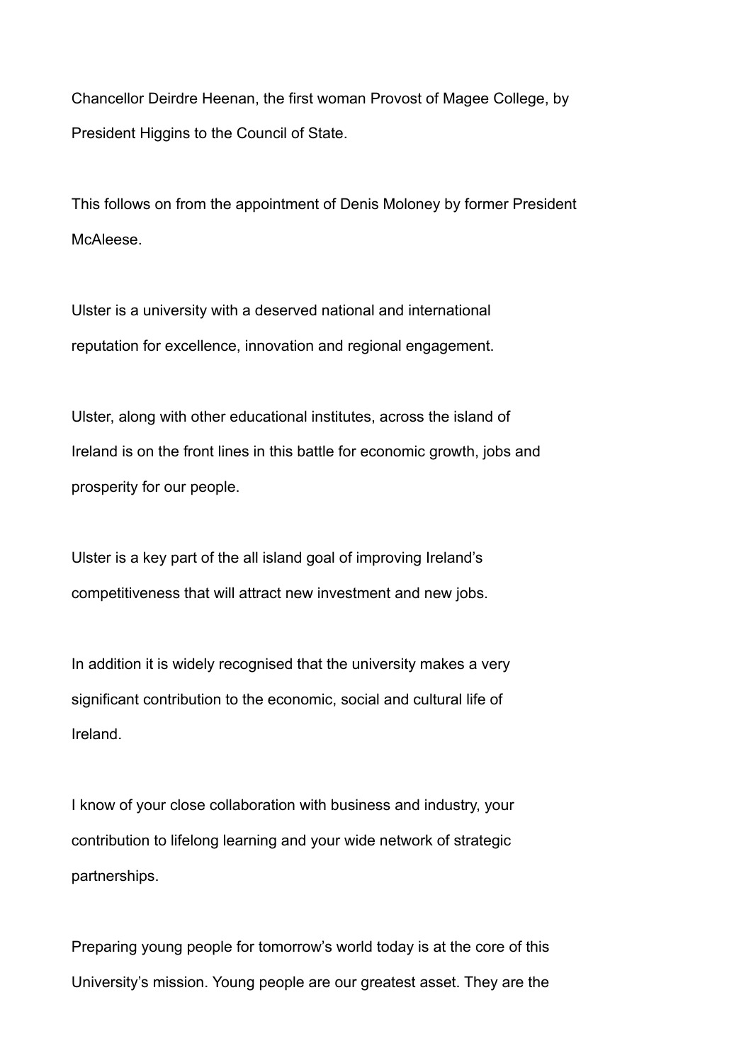Chancellor Deirdre Heenan, the first woman Provost of Magee College, by President Higgins to the Council of State.

This follows on from the appointment of Denis Moloney by former President McAleese.

Ulster is a university with a deserved national and international reputation for excellence, innovation and regional engagement.

Ulster, along with other educational institutes, across the island of Ireland is on the front lines in this battle for economic growth, jobs and prosperity for our people.

Ulster is a key part of the all island goal of improving Ireland's competitiveness that will attract new investment and new jobs.

In addition it is widely recognised that the university makes a very significant contribution to the economic, social and cultural life of Ireland.

I know of your close collaboration with business and industry, your contribution to lifelong learning and your wide network of strategic partnerships.

Preparing young people for tomorrow's world today is at the core of this University's mission. Young people are our greatest asset. They are the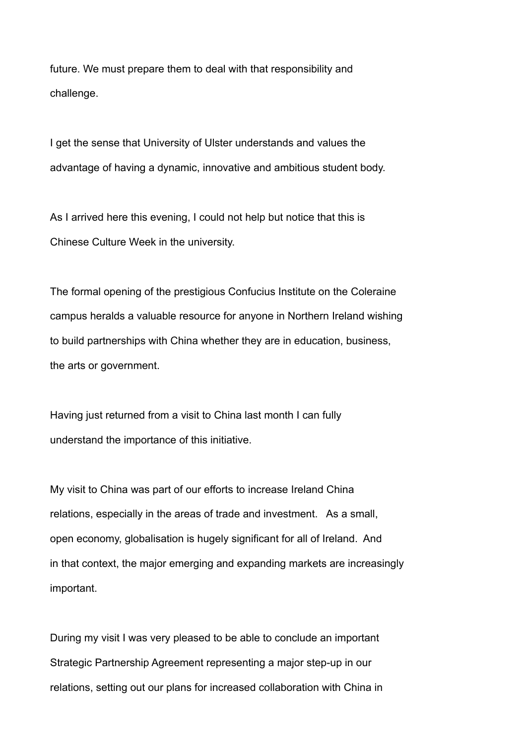future. We must prepare them to deal with that responsibility and challenge.

I get the sense that University of Ulster understands and values the advantage of having a dynamic, innovative and ambitious student body.

As I arrived here this evening, I could not help but notice that this is Chinese Culture Week in the university.

The formal opening of the prestigious Confucius Institute on the Coleraine campus heralds a valuable resource for anyone in Northern Ireland wishing to build partnerships with China whether they are in education, business, the arts or government.

Having just returned from a visit to China last month I can fully understand the importance of this initiative.

My visit to China was part of our efforts to increase Ireland China relations, especially in the areas of trade and investment. As a small, open economy, globalisation is hugely significant for all of Ireland. And in that context, the major emerging and expanding markets are increasingly important.

During my visit I was very pleased to be able to conclude an important Strategic Partnership Agreement representing a major step-up in our relations, setting out our plans for increased collaboration with China in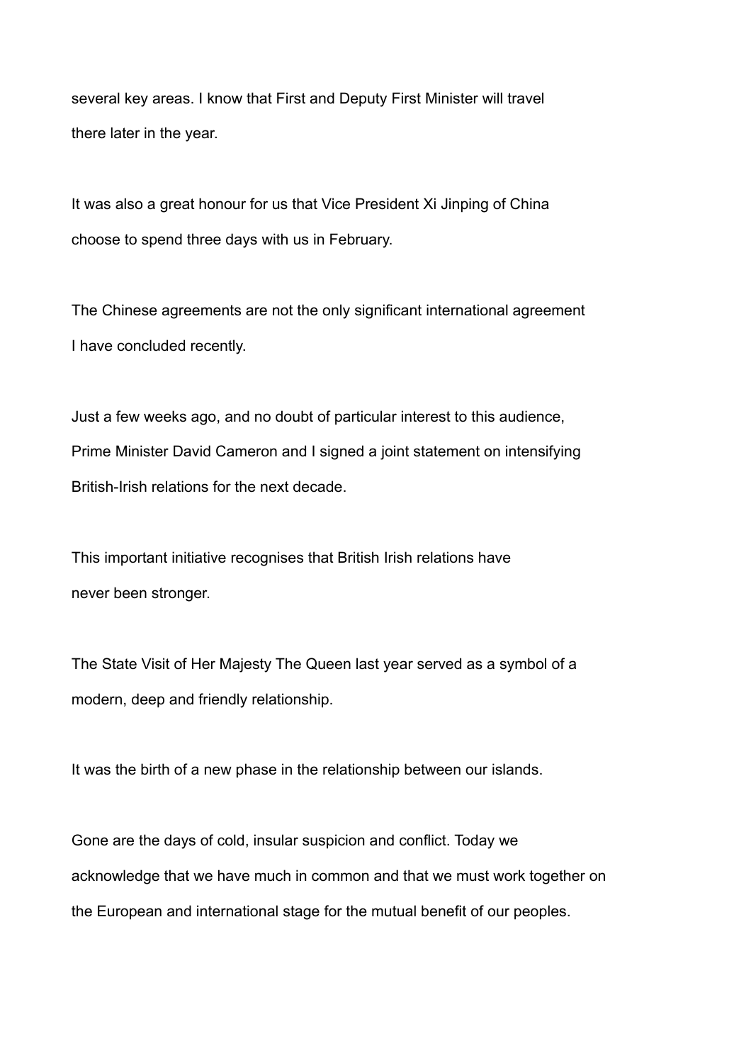several key areas. I know that First and Deputy First Minister will travel there later in the year.

It was also a great honour for us that Vice President Xi Jinping of China choose to spend three days with us in February.

The Chinese agreements are not the only significant international agreement I have concluded recently.

Just a few weeks ago, and no doubt of particular interest to this audience, Prime Minister David Cameron and I signed a joint statement on intensifying British-Irish relations for the next decade.

This important initiative recognises that British Irish relations have never been stronger.

The State Visit of Her Majesty The Queen last year served as a symbol of a modern, deep and friendly relationship.

It was the birth of a new phase in the relationship between our islands.

Gone are the days of cold, insular suspicion and conflict. Today we acknowledge that we have much in common and that we must work together on the European and international stage for the mutual benefit of our peoples.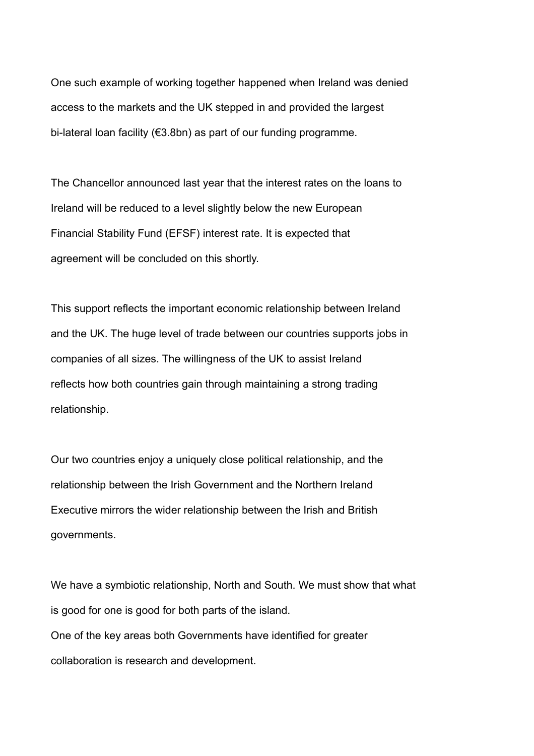One such example of working together happened when Ireland was denied access to the markets and the UK stepped in and provided the largest bi-lateral loan facility (€3.8bn) as part of our funding programme.

The Chancellor announced last year that the interest rates on the loans to Ireland will be reduced to a level slightly below the new European Financial Stability Fund (EFSF) interest rate. It is expected that agreement will be concluded on this shortly.

This support reflects the important economic relationship between Ireland and the UK. The huge level of trade between our countries supports jobs in companies of all sizes. The willingness of the UK to assist Ireland reflects how both countries gain through maintaining a strong trading relationship.

Our two countries enjoy a uniquely close political relationship, and the relationship between the Irish Government and the Northern Ireland Executive mirrors the wider relationship between the Irish and British governments.

We have a symbiotic relationship, North and South. We must show that what is good for one is good for both parts of the island.

One of the key areas both Governments have identified for greater collaboration is research and development.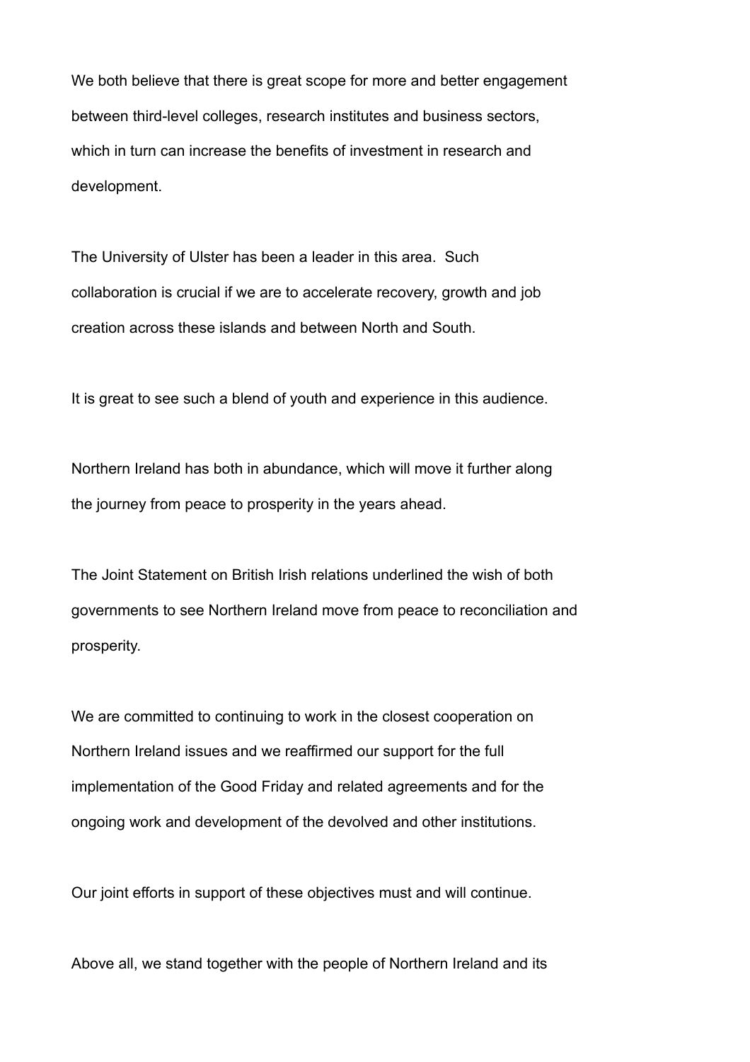We both believe that there is great scope for more and better engagement between third-level colleges, research institutes and business sectors, which in turn can increase the benefits of investment in research and development.

The University of Ulster has been a leader in this area.  Such collaboration is crucial if we are to accelerate recovery, growth and job creation across these islands and between North and South.

It is great to see such a blend of youth and experience in this audience.

Northern Ireland has both in abundance, which will move it further along the journey from peace to prosperity in the years ahead.

The Joint Statement on British Irish relations underlined the wish of both governments to see Northern Ireland move from peace to reconciliation and prosperity.

We are committed to continuing to work in the closest cooperation on Northern Ireland issues and we reaffirmed our support for the full implementation of the Good Friday and related agreements and for the ongoing work and development of the devolved and other institutions.

Our joint efforts in support of these objectives must and will continue.

Above all, we stand together with the people of Northern Ireland and its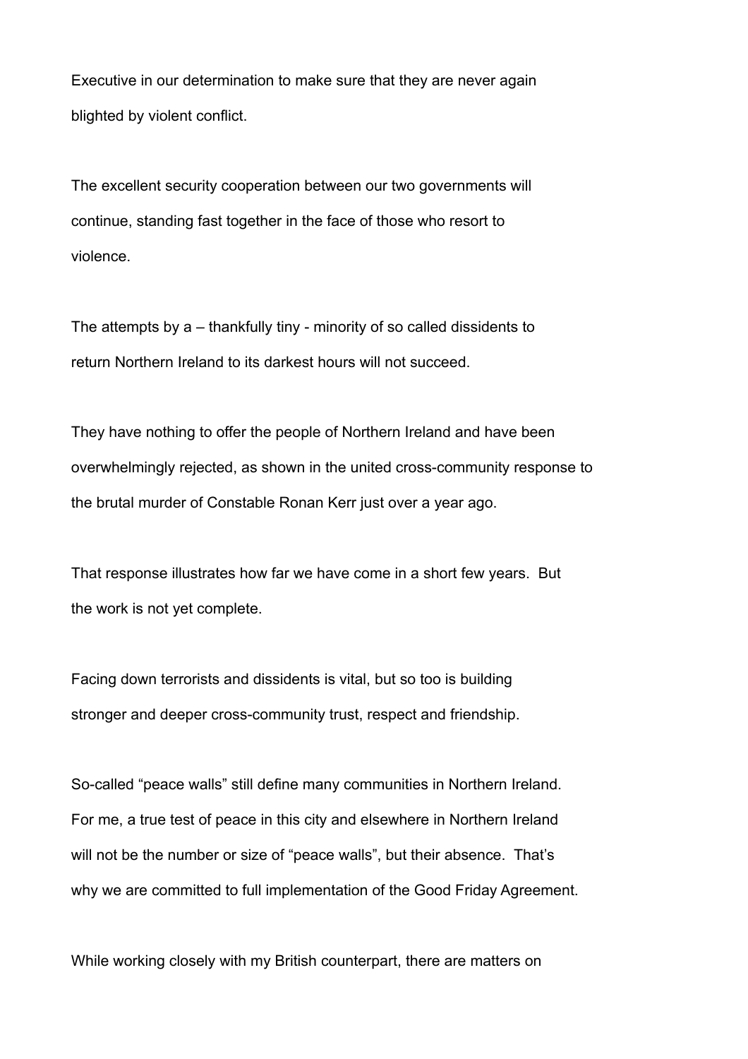Executive in our determination to make sure that they are never again blighted by violent conflict.

The excellent security cooperation between our two governments will continue, standing fast together in the face of those who resort to violence.

The attempts by a – thankfully tiny - minority of so called dissidents to return Northern Ireland to its darkest hours will not succeed.

They have nothing to offer the people of Northern Ireland and have been overwhelmingly rejected, as shown in the united cross-community response to the brutal murder of Constable Ronan Kerr just over a year ago.

That response illustrates how far we have come in a short few years. But the work is not yet complete.

Facing down terrorists and dissidents is vital, but so too is building stronger and deeper cross-community trust, respect and friendship.

So-called "peace walls" still define many communities in Northern Ireland. For me, a true test of peace in this city and elsewhere in Northern Ireland will not be the number or size of "peace walls", but their absence. That's why we are committed to full implementation of the Good Friday Agreement.

While working closely with my British counterpart, there are matters on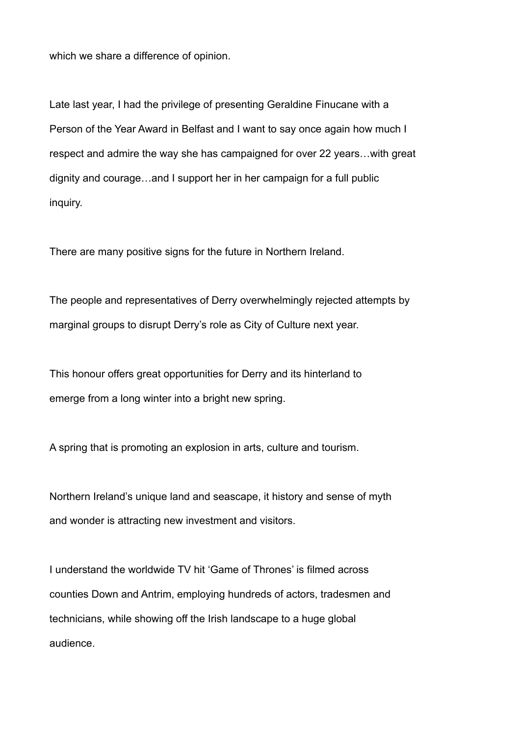which we share a difference of opinion.

Late last year, I had the privilege of presenting Geraldine Finucane with a Person of the Year Award in Belfast and I want to say once again how much I respect and admire the way she has campaigned for over 22 years…with great dignity and courage…and I support her in her campaign for a full public inquiry.

There are many positive signs for the future in Northern Ireland.

The people and representatives of Derry overwhelmingly rejected attempts by marginal groups to disrupt Derry's role as City of Culture next year.

This honour offers great opportunities for Derry and its hinterland to emerge from a long winter into a bright new spring.

A spring that is promoting an explosion in arts, culture and tourism.

Northern Ireland's unique land and seascape, it history and sense of myth and wonder is attracting new investment and visitors.

I understand the worldwide TV hit 'Game of Thrones' is filmed across counties Down and Antrim, employing hundreds of actors, tradesmen and technicians, while showing off the Irish landscape to a huge global audience.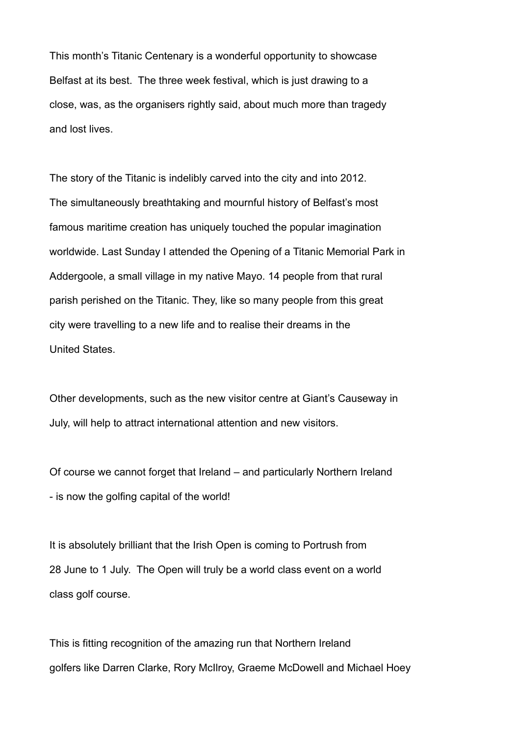This month's Titanic Centenary is a wonderful opportunity to showcase Belfast at its best. The three week festival, which is just drawing to a close, was, as the organisers rightly said, about much more than tragedy and lost lives.

The story of the Titanic is indelibly carved into the city and into 2012. The simultaneously breathtaking and mournful history of Belfast's most famous maritime creation has uniquely touched the popular imagination worldwide. Last Sunday I attended the Opening of a Titanic Memorial Park in Addergoole, a small village in my native Mayo. 14 people from that rural parish perished on the Titanic. They, like so many people from this great city were travelling to a new life and to realise their dreams in the United States.

Other developments, such as the new visitor centre at Giant's Causeway in July, will help to attract international attention and new visitors.

Of course we cannot forget that Ireland – and particularly Northern Ireland - is now the golfing capital of the world!

It is absolutely brilliant that the Irish Open is coming to Portrush from 28 June to 1 July. The Open will truly be a world class event on a world class golf course.

This is fitting recognition of the amazing run that Northern Ireland golfers like Darren Clarke, Rory McIlroy, Graeme McDowell and Michael Hoey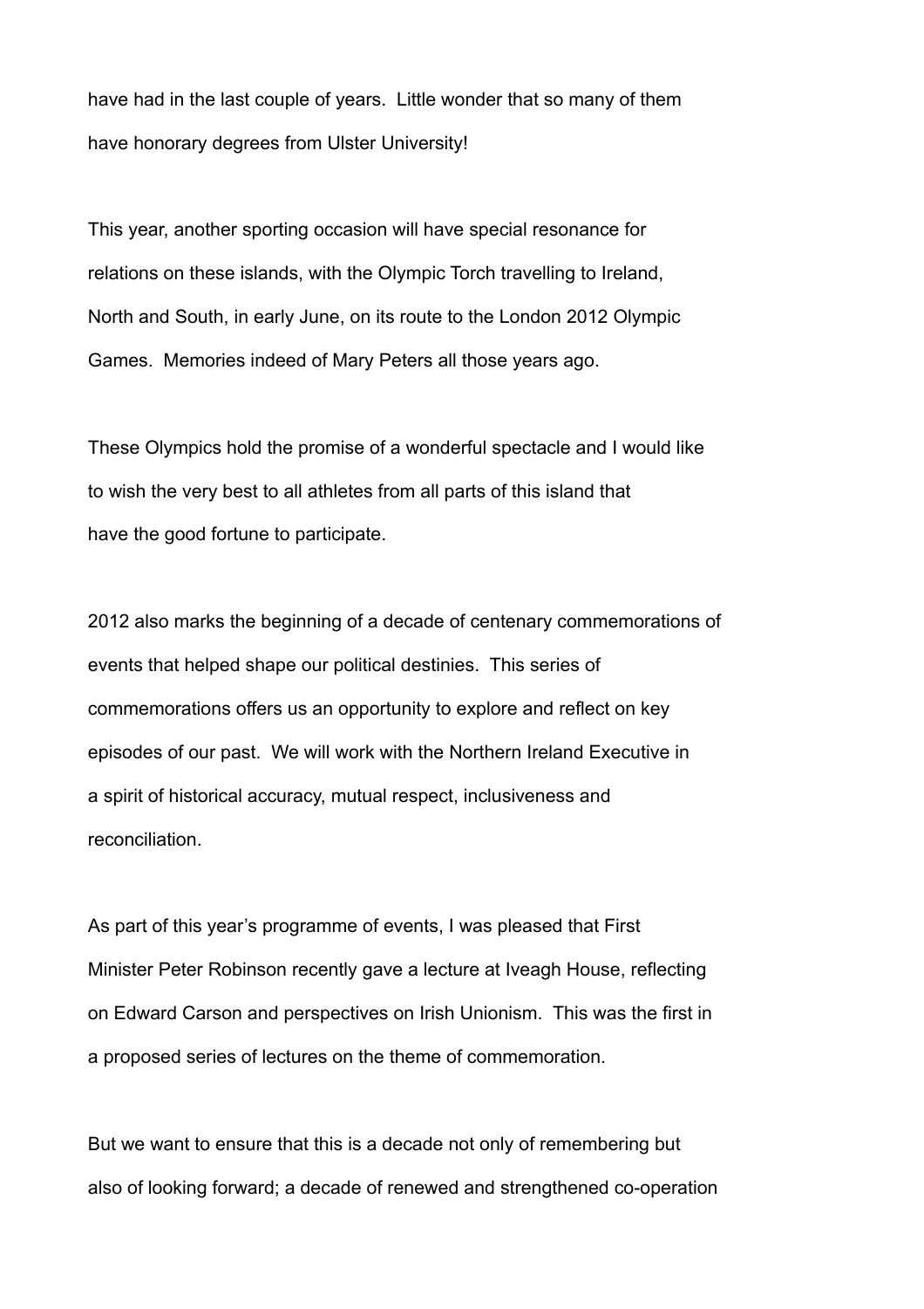have had in the last couple of years. Little wonder that so many of them have honorary degrees from Ulster University!

This year, another sporting occasion will have special resonance for relations on these islands, with the Olympic Torch travelling to Ireland, North and South, in early June, on its route to the London 2012 Olympic Games. Memories indeed of Mary Peters all those years ago.

These Olympics hold the promise of a wonderful spectacle and I would like to wish the very best to all athletes from all parts of this island that have the good fortune to participate.

2012 also marks the beginning of a decade of centenary commemorations of events that helped shape our political destinies. This series of commemorations offers us an opportunity to explore and reflect on key episodes of our past. We will work with the Northern Ireland Executive in a spirit of historical accuracy, mutual respect, inclusiveness and reconciliation.

As part of this year's programme of events, I was pleased that First Minister Peter Robinson recently gave a lecture at Iveagh House, reflecting on Edward Carson and perspectives on Irish Unionism. This was the first in a proposed series of lectures on the theme of commemoration.

But we want to ensure that this is a decade not only of remembering but also of looking forward; a decade of renewed and strengthened co-operation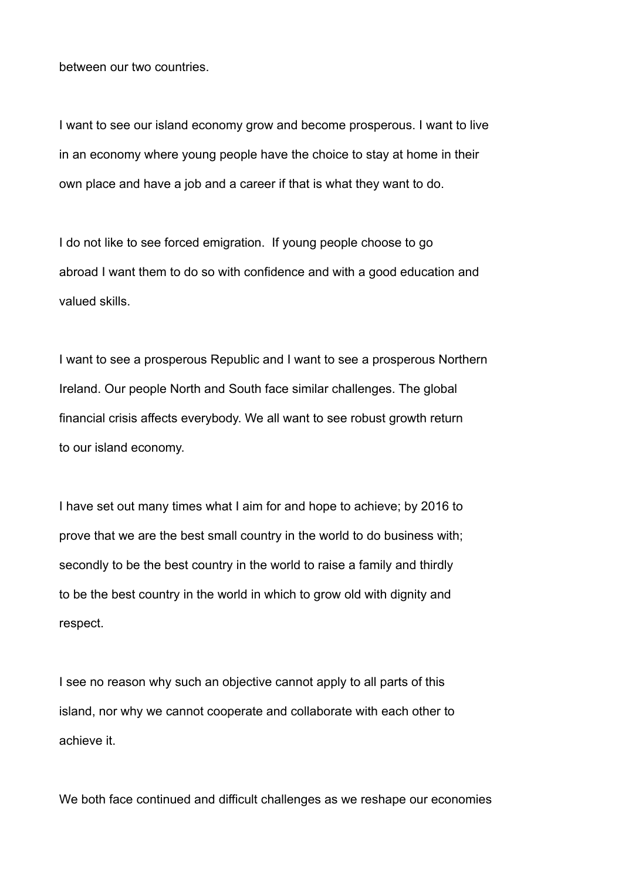between our two countries.

I want to see our island economy grow and become prosperous. I want to live in an economy where young people have the choice to stay at home in their own place and have a job and a career if that is what they want to do.

I do not like to see forced emigration. If young people choose to go abroad I want them to do so with confidence and with a good education and valued skills.

I want to see a prosperous Republic and I want to see a prosperous Northern Ireland. Our people North and South face similar challenges. The global financial crisis affects everybody. We all want to see robust growth return to our island economy.

I have set out many times what I aim for and hope to achieve; by 2016 to prove that we are the best small country in the world to do business with; secondly to be the best country in the world to raise a family and thirdly to be the best country in the world in which to grow old with dignity and respect.

I see no reason why such an objective cannot apply to all parts of this island, nor why we cannot cooperate and collaborate with each other to achieve it.

We both face continued and difficult challenges as we reshape our economies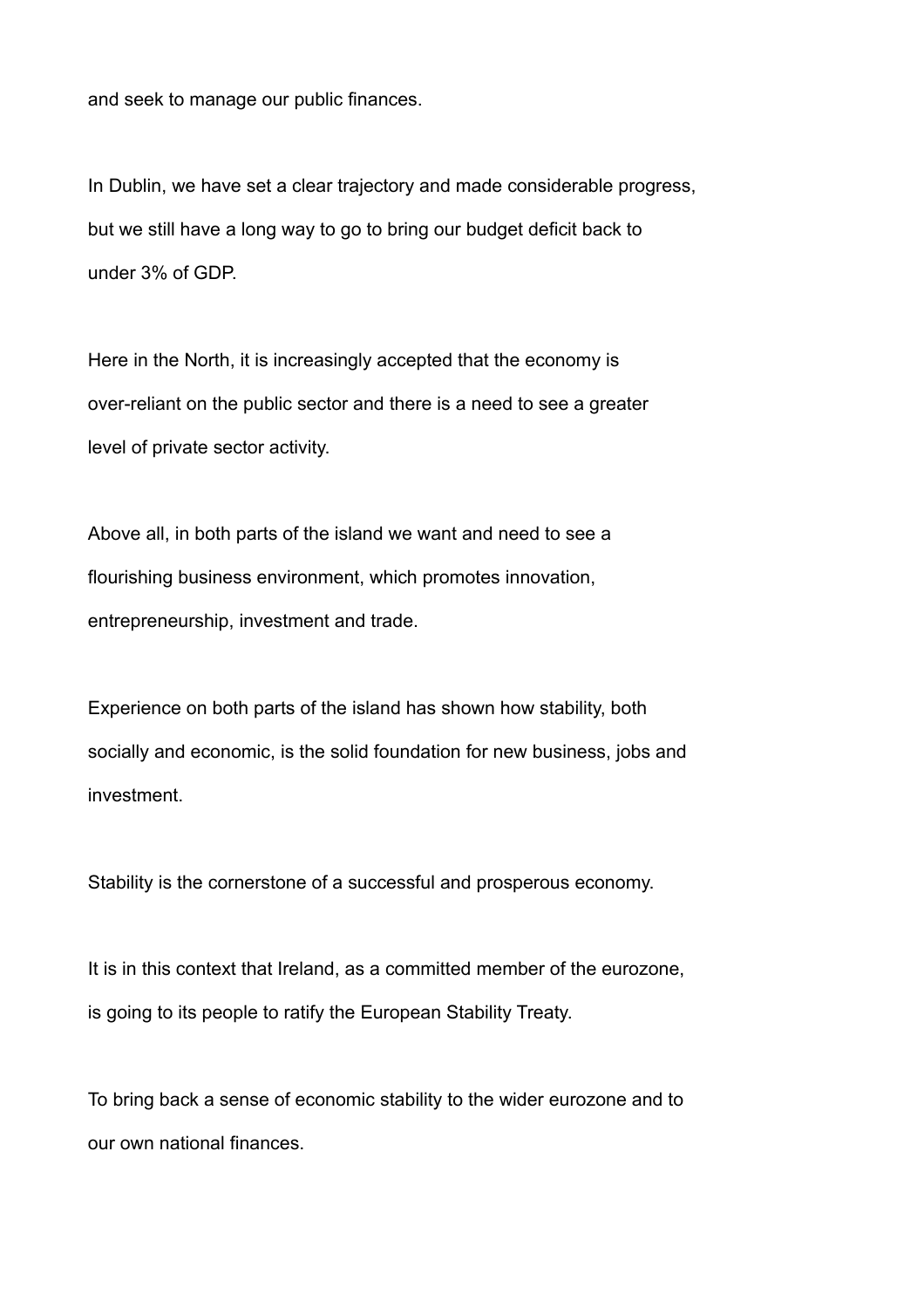and seek to manage our public finances.

In Dublin, we have set a clear trajectory and made considerable progress, but we still have a long way to go to bring our budget deficit back to under 3% of GDP.

Here in the North, it is increasingly accepted that the economy is over-reliant on the public sector and there is a need to see a greater level of private sector activity.

Above all, in both parts of the island we want and need to see a flourishing business environment, which promotes innovation, entrepreneurship, investment and trade.

Experience on both parts of the island has shown how stability, both socially and economic, is the solid foundation for new business, jobs and investment.

Stability is the cornerstone of a successful and prosperous economy.

It is in this context that Ireland, as a committed member of the eurozone, is going to its people to ratify the European Stability Treaty.

To bring back a sense of economic stability to the wider eurozone and to our own national finances.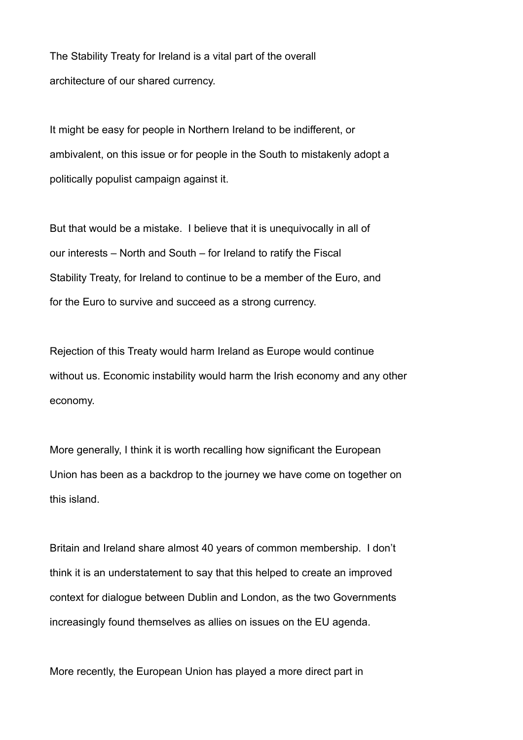The Stability Treaty for Ireland is a vital part of the overall architecture of our shared currency.

It might be easy for people in Northern Ireland to be indifferent, or ambivalent, on this issue or for people in the South to mistakenly adopt a politically populist campaign against it.

But that would be a mistake. I believe that it is unequivocally in all of our interests – North and South – for Ireland to ratify the Fiscal Stability Treaty, for Ireland to continue to be a member of the Euro, and for the Euro to survive and succeed as a strong currency.

Rejection of this Treaty would harm Ireland as Europe would continue without us. Economic instability would harm the Irish economy and any other economy.

More generally, I think it is worth recalling how significant the European Union has been as a backdrop to the journey we have come on together on this island.

Britain and Ireland share almost 40 years of common membership. I don't think it is an understatement to say that this helped to create an improved context for dialogue between Dublin and London, as the two Governments increasingly found themselves as allies on issues on the EU agenda.

More recently, the European Union has played a more direct part in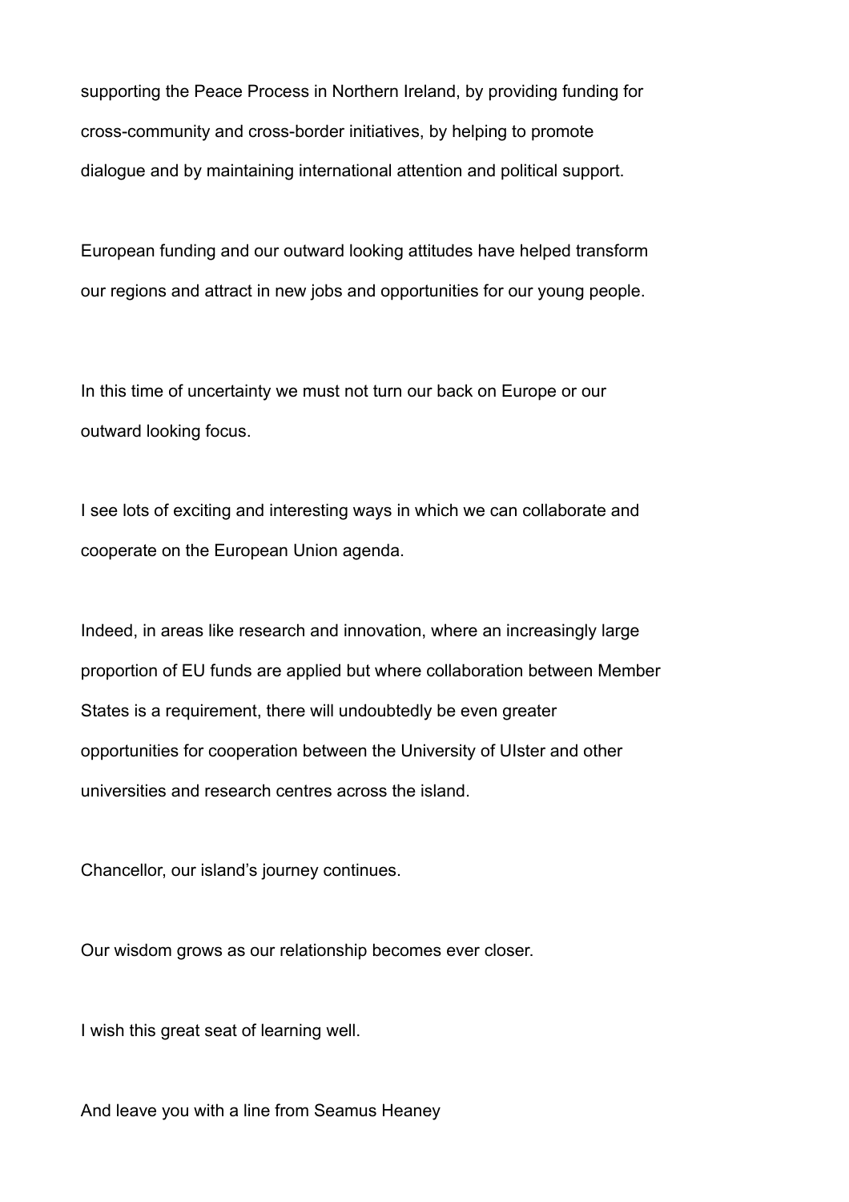supporting the Peace Process in Northern Ireland, by providing funding for cross-community and cross-border initiatives, by helping to promote dialogue and by maintaining international attention and political support.

European funding and our outward looking attitudes have helped transform our regions and attract in new jobs and opportunities for our young people.

In this time of uncertainty we must not turn our back on Europe or our outward looking focus.

I see lots of exciting and interesting ways in which we can collaborate and cooperate on the European Union agenda.

Indeed, in areas like research and innovation, where an increasingly large proportion of EU funds are applied but where collaboration between Member States is a requirement, there will undoubtedly be even greater opportunities for cooperation between the University of Ulster and other universities and research centres across the island.

Chancellor, our island's journey continues.

Our wisdom grows as our relationship becomes ever closer.

I wish this great seat of learning well.

And leave you with a line from Seamus Heaney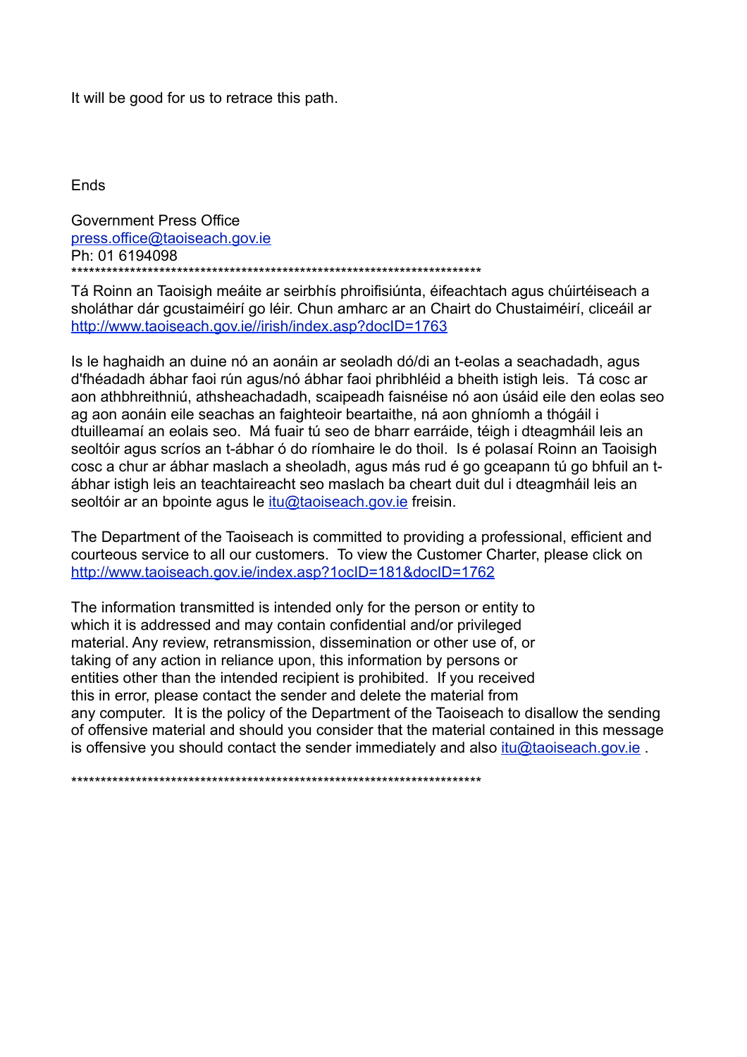It will be good for us to retrace this path.

Ends

Government Press Office
press.office@taoiseach.gov.ie
Ph: 01 6194098
**************************************************************************

Tá Roinn an Taoisigh meáite ar seirbhís phroifisiúnta, éifeachtach agus chúirtéiseach a sholáthar dár gcustaiméirí go léir. Chun amharc ar an Chairt do Chustaiméirí, cliceáil ar http://www.taoiseach.gov.ie//irish/index.asp?docID=1763

Is le haghaidh an duine nó an aonáin ar seoladh dó/di an t-eolas a seachadadh, agus d'fhéadadh ábhar faoi rún agus/nó ábhar faoi phribhléid a bheith istigh leis. Tá cosc ar aon athbhreithniú, athsheachadadh, scaipeadh faisnéise nó aon úsáid eile den eolas seo ag aon aonáin eile seachas an faighteoir beartaithe, ná aon ghníomh a thógáil i dtuilleamaí an eolais seo. Má fuair tú seo de bharr earráide, téigh i dteagmháil leis an seoltóir agus scríos an t-ábhar ó do ríomhaire le do thoil. Is é polasaí Roinn an Taoisigh cosc a chur ar ábhar maslach a sheoladh, agus más rud é go gceapann tú go bhfuil an t-ábhar istigh leis an teachtaireacht seo maslach ba cheart duit dul i dteagmháil leis an seoltóir ar an bpointe agus le itu@taoiseach.gov.ie freisin.

The Department of the Taoiseach is committed to providing a professional, efficient and courteous service to all our customers. To view the Customer Charter, please click on http://www.taoiseach.gov.ie/index.asp?1ocID=181&docID=1762

The information transmitted is intended only for the person or entity to which it is addressed and may contain confidential and/or privileged material. Any review, retransmission, dissemination or other use of, or taking of any action in reliance upon, this information by persons or entities other than the intended recipient is prohibited. If you received this in error, please contact the sender and delete the material from any computer. It is the policy of the Department of the Taoiseach to disallow the sending of offensive material and should you consider that the material contained in this message is offensive you should contact the sender immediately and also itu@taoiseach.gov.ie .

**************************************************************************